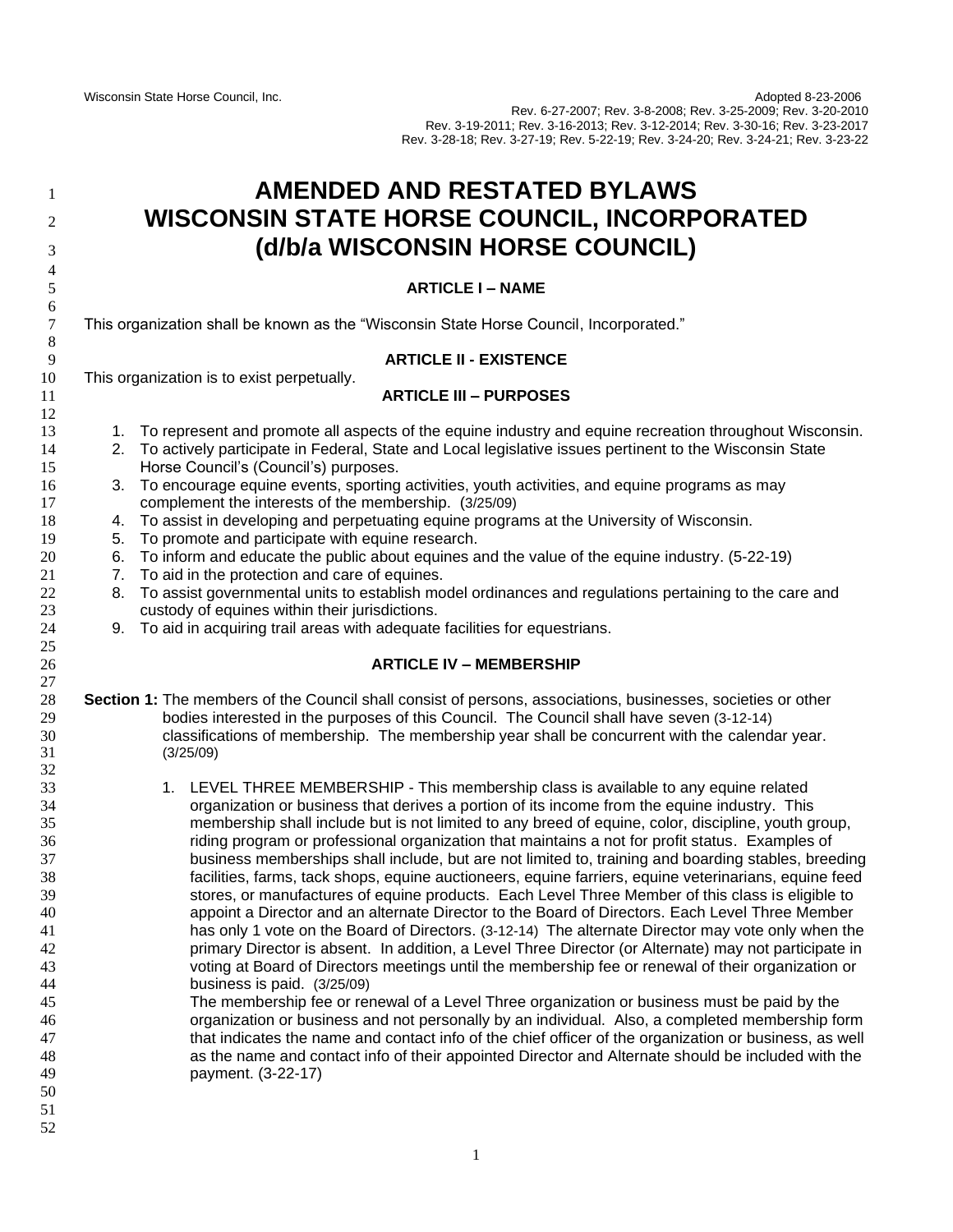Wisconsin State Horse Council, Inc.

Adopted 8-23-2006
Rev. 6-27-2007; Rev. 3-8-2008; Rev. 3-25-2009; Rev. 3-20-2010
Rev. 3-19-2011; Rev. 3-16-2013; Rev. 3-12-2014; Rev. 3-30-16; Rev. 3-23-2017
Rev. 3-28-18; Rev. 3-27-19; Rev. 5-22-19; Rev. 3-24-20; Rev. 3-24-21; Rev. 3-23-22

# AMENDED AND RESTATED BYLAWS
# WISCONSIN STATE HORSE COUNCIL, INCORPORATED
# (d/b/a WISCONSIN HORSE COUNCIL)

## ARTICLE I – NAME

This organization shall be known as the "Wisconsin State Horse Council, Incorporated."

## ARTICLE II - EXISTENCE

This organization is to exist perpetually.

## ARTICLE III – PURPOSES

1. To represent and promote all aspects of the equine industry and equine recreation throughout Wisconsin.
2. To actively participate in Federal, State and Local legislative issues pertinent to the Wisconsin State Horse Council's (Council's) purposes.
3. To encourage equine events, sporting activities, youth activities, and equine programs as may complement the interests of the membership. (3/25/09)
4. To assist in developing and perpetuating equine programs at the University of Wisconsin.
5. To promote and participate with equine research.
6. To inform and educate the public about equines and the value of the equine industry. (5-22-19)
7. To aid in the protection and care of equines.
8. To assist governmental units to establish model ordinances and regulations pertaining to the care and custody of equines within their jurisdictions.
9. To aid in acquiring trail areas with adequate facilities for equestrians.

## ARTICLE IV – MEMBERSHIP

**Section 1:** The members of the Council shall consist of persons, associations, businesses, societies or other bodies interested in the purposes of this Council. The Council shall have seven (3-12-14) classifications of membership. The membership year shall be concurrent with the calendar year. (3/25/09)

1. LEVEL THREE MEMBERSHIP - This membership class is available to any equine related organization or business that derives a portion of its income from the equine industry. This membership shall include but is not limited to any breed of equine, color, discipline, youth group, riding program or professional organization that maintains a not for profit status. Examples of business memberships shall include, but are not limited to, training and boarding stables, breeding facilities, farms, tack shops, equine auctioneers, equine farriers, equine veterinarians, equine feed stores, or manufactures of equine products. Each Level Three Member of this class is eligible to appoint a Director and an alternate Director to the Board of Directors. Each Level Three Member has only 1 vote on the Board of Directors. (3-12-14) The alternate Director may vote only when the primary Director is absent. In addition, a Level Three Director (or Alternate) may not participate in voting at Board of Directors meetings until the membership fee or renewal of their organization or business is paid. (3/25/09)

   The membership fee or renewal of a Level Three organization or business must be paid by the organization or business and not personally by an individual. Also, a completed membership form that indicates the name and contact info of the chief officer of the organization or business, as well as the name and contact info of their appointed Director and Alternate should be included with the payment. (3-22-17)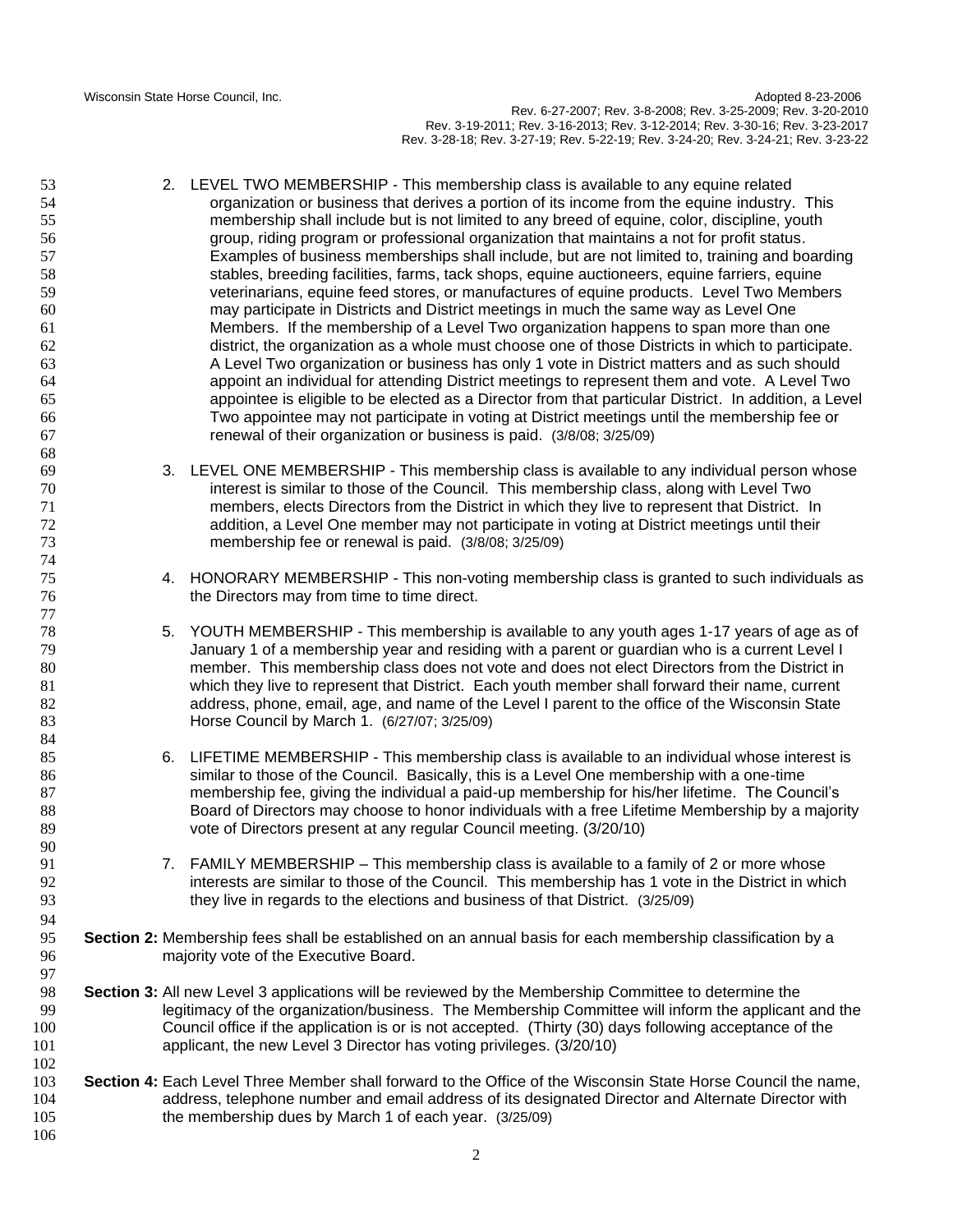2. LEVEL TWO MEMBERSHIP - This membership class is available to any equine related organization or business that derives a portion of its income from the equine industry. This membership shall include but is not limited to any breed of equine, color, discipline, youth group, riding program or professional organization that maintains a not for profit status. Examples of business memberships shall include, but are not limited to, training and boarding stables, breeding facilities, farms, tack shops, equine auctioneers, equine farriers, equine veterinarians, equine feed stores, or manufactures of equine products. Level Two Members may participate in Districts and District meetings in much the same way as Level One Members. If the membership of a Level Two organization happens to span more than one district, the organization as a whole must choose one of those Districts in which to participate. A Level Two organization or business has only 1 vote in District matters and as such should appoint an individual for attending District meetings to represent them and vote. A Level Two appointee is eligible to be elected as a Director from that particular District. In addition, a Level Two appointee may not participate in voting at District meetings until the membership fee or renewal of their organization or business is paid. (3/8/08; 3/25/09)

3. LEVEL ONE MEMBERSHIP - This membership class is available to any individual person whose interest is similar to those of the Council. This membership class, along with Level Two members, elects Directors from the District in which they live to represent that District. In addition, a Level One member may not participate in voting at District meetings until their membership fee or renewal is paid. (3/8/08; 3/25/09)

4. HONORARY MEMBERSHIP - This non-voting membership class is granted to such individuals as the Directors may from time to time direct.

5. YOUTH MEMBERSHIP - This membership is available to any youth ages 1-17 years of age as of January 1 of a membership year and residing with a parent or guardian who is a current Level I member. This membership class does not vote and does not elect Directors from the District in which they live to represent that District. Each youth member shall forward their name, current address, phone, email, age, and name of the Level I parent to the office of the Wisconsin State Horse Council by March 1. (6/27/07; 3/25/09)

6. LIFETIME MEMBERSHIP - This membership class is available to an individual whose interest is similar to those of the Council. Basically, this is a Level One membership with a one-time membership fee, giving the individual a paid-up membership for his/her lifetime. The Council's Board of Directors may choose to honor individuals with a free Lifetime Membership by a majority vote of Directors present at any regular Council meeting. (3/20/10)

7. FAMILY MEMBERSHIP – This membership class is available to a family of 2 or more whose interests are similar to those of the Council. This membership has 1 vote in the District in which they live in regards to the elections and business of that District. (3/25/09)

**Section 2:** Membership fees shall be established on an annual basis for each membership classification by a majority vote of the Executive Board.

**Section 3:** All new Level 3 applications will be reviewed by the Membership Committee to determine the legitimacy of the organization/business. The Membership Committee will inform the applicant and the Council office if the application is or is not accepted. (Thirty (30) days following acceptance of the applicant, the new Level 3 Director has voting privileges. (3/20/10)

**Section 4:** Each Level Three Member shall forward to the Office of the Wisconsin State Horse Council the name, address, telephone number and email address of its designated Director and Alternate Director with the membership dues by March 1 of each year. (3/25/09)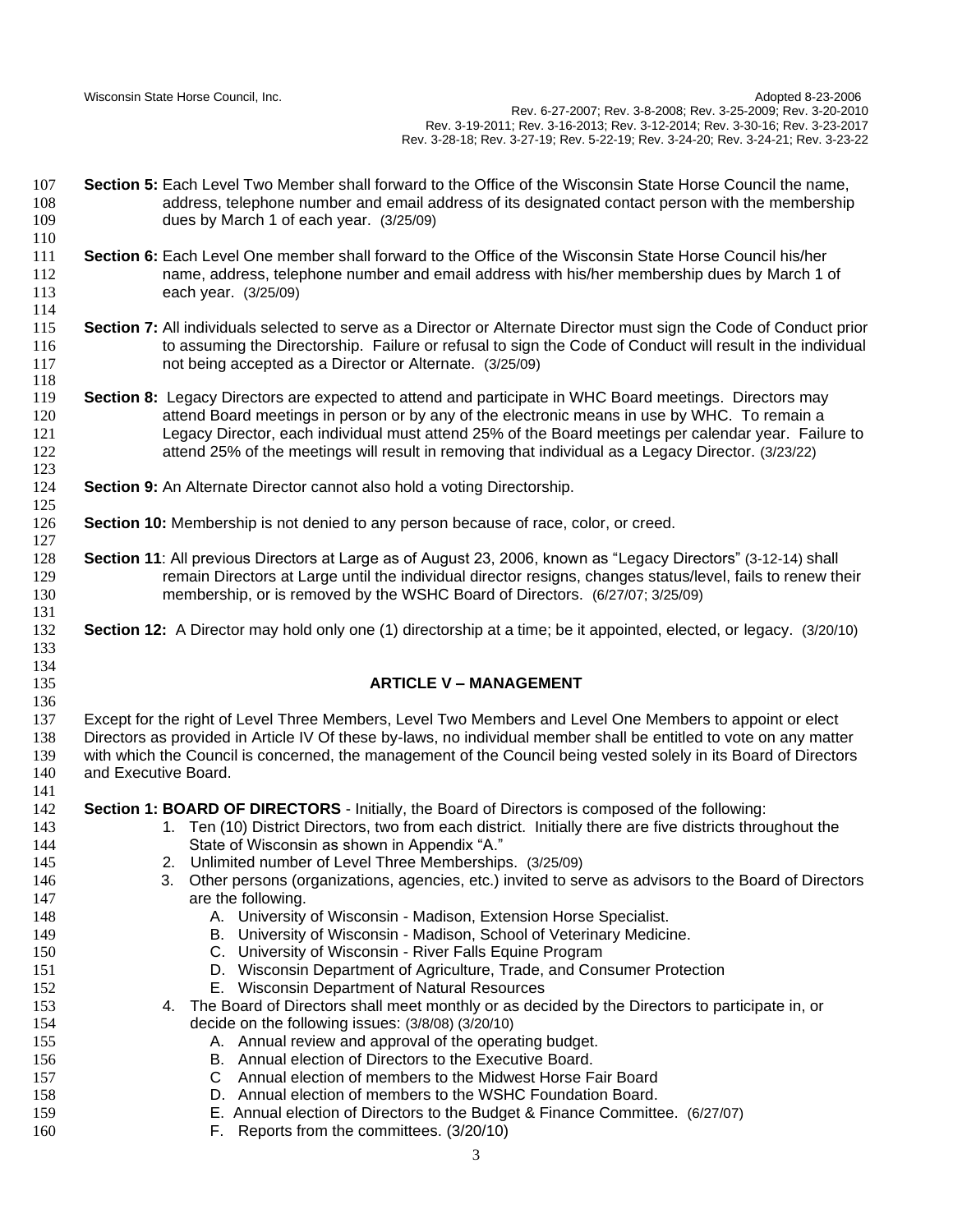**Section 5:** Each Level Two Member shall forward to the Office of the Wisconsin State Horse Council the name, address, telephone number and email address of its designated contact person with the membership dues by March 1 of each year. (3/25/09)

**Section 6:** Each Level One member shall forward to the Office of the Wisconsin State Horse Council his/her name, address, telephone number and email address with his/her membership dues by March 1 of each year. (3/25/09)

**Section 7:** All individuals selected to serve as a Director or Alternate Director must sign the Code of Conduct prior to assuming the Directorship. Failure or refusal to sign the Code of Conduct will result in the individual not being accepted as a Director or Alternate. (3/25/09)

**Section 8:** Legacy Directors are expected to attend and participate in WHC Board meetings. Directors may attend Board meetings in person or by any of the electronic means in use by WHC. To remain a Legacy Director, each individual must attend 25% of the Board meetings per calendar year. Failure to attend 25% of the meetings will result in removing that individual as a Legacy Director. (3/23/22)

**Section 9:** An Alternate Director cannot also hold a voting Directorship.

**Section 10:** Membership is not denied to any person because of race, color, or creed.

**Section 11**: All previous Directors at Large as of August 23, 2006, known as "Legacy Directors" (3-12-14) shall remain Directors at Large until the individual director resigns, changes status/level, fails to renew their membership, or is removed by the WSHC Board of Directors. (6/27/07; 3/25/09)

**Section 12:** A Director may hold only one (1) directorship at a time; be it appointed, elected, or legacy. (3/20/10)

## ARTICLE V – MANAGEMENT

Except for the right of Level Three Members, Level Two Members and Level One Members to appoint or elect Directors as provided in Article IV Of these by-laws, no individual member shall be entitled to vote on any matter with which the Council is concerned, the management of the Council being vested solely in its Board of Directors and Executive Board.

**Section 1: BOARD OF DIRECTORS** - Initially, the Board of Directors is composed of the following:

1. Ten (10) District Directors, two from each district. Initially there are five districts throughout the State of Wisconsin as shown in Appendix "A."
2. Unlimited number of Level Three Memberships. (3/25/09)
3. Other persons (organizations, agencies, etc.) invited to serve as advisors to the Board of Directors are the following.
   - A. University of Wisconsin - Madison, Extension Horse Specialist.
   - B. University of Wisconsin - Madison, School of Veterinary Medicine.
   - C. University of Wisconsin - River Falls Equine Program
   - D. Wisconsin Department of Agriculture, Trade, and Consumer Protection
   - E. Wisconsin Department of Natural Resources
4. The Board of Directors shall meet monthly or as decided by the Directors to participate in, or decide on the following issues: (3/8/08) (3/20/10)
   - A. Annual review and approval of the operating budget.
   - B. Annual election of Directors to the Executive Board.
   - C Annual election of members to the Midwest Horse Fair Board
   - D. Annual election of members to the WSHC Foundation Board.
   - E. Annual election of Directors to the Budget & Finance Committee. (6/27/07)
   - F. Reports from the committees. (3/20/10)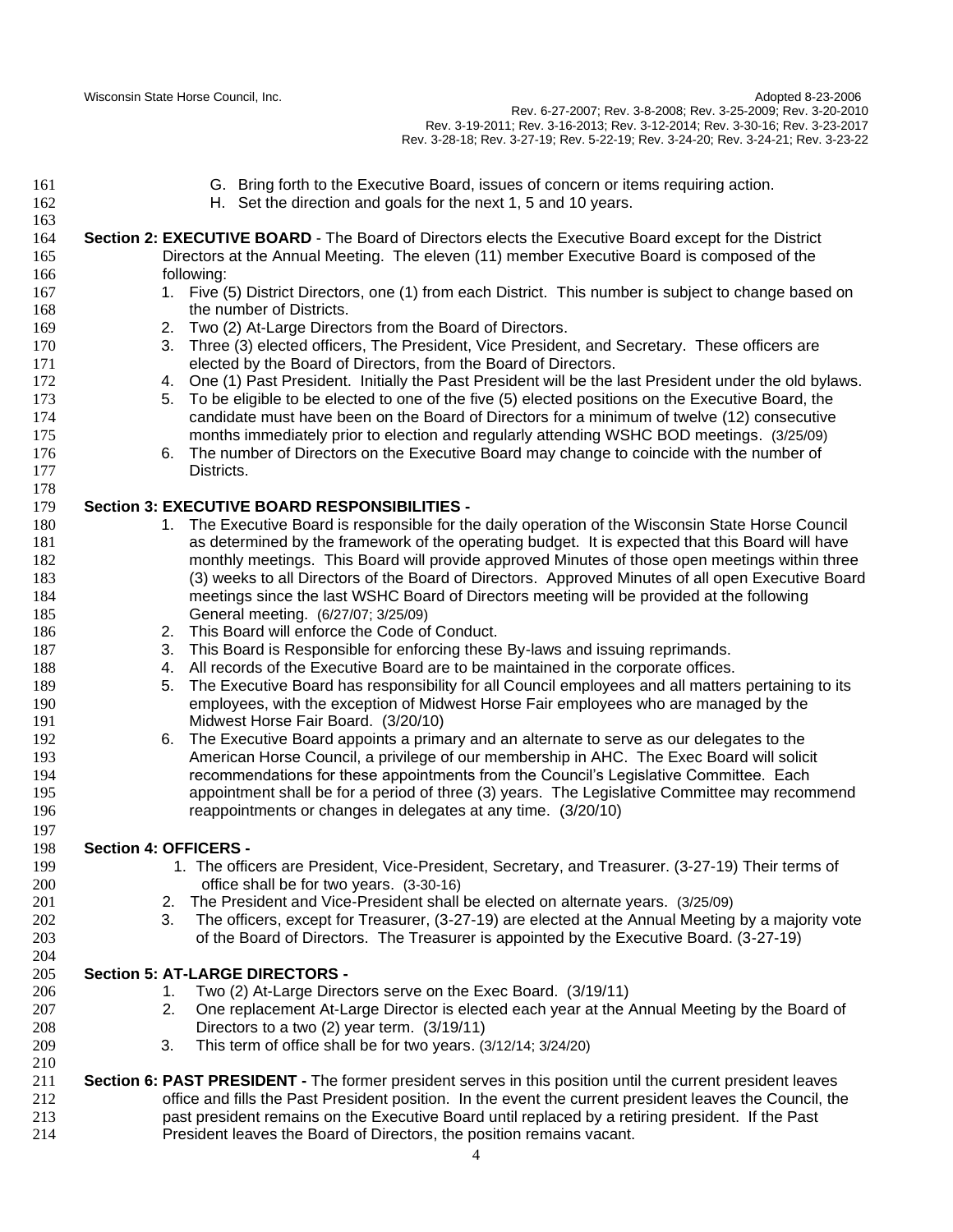G. Bring forth to the Executive Board, issues of concern or items requiring action.
H. Set the direction and goals for the next 1, 5 and 10 years.

**Section 2: EXECUTIVE BOARD** - The Board of Directors elects the Executive Board except for the District Directors at the Annual Meeting. The eleven (11) member Executive Board is composed of the following:

1. Five (5) District Directors, one (1) from each District. This number is subject to change based on the number of Districts.
2. Two (2) At-Large Directors from the Board of Directors.
3. Three (3) elected officers, The President, Vice President, and Secretary. These officers are elected by the Board of Directors, from the Board of Directors.
4. One (1) Past President. Initially the Past President will be the last President under the old bylaws.
5. To be eligible to be elected to one of the five (5) elected positions on the Executive Board, the candidate must have been on the Board of Directors for a minimum of twelve (12) consecutive months immediately prior to election and regularly attending WSHC BOD meetings. (3/25/09)
6. The number of Directors on the Executive Board may change to coincide with the number of Districts.

**Section 3: EXECUTIVE BOARD RESPONSIBILITIES -**

1. The Executive Board is responsible for the daily operation of the Wisconsin State Horse Council as determined by the framework of the operating budget. It is expected that this Board will have monthly meetings. This Board will provide approved Minutes of those open meetings within three (3) weeks to all Directors of the Board of Directors. Approved Minutes of all open Executive Board meetings since the last WSHC Board of Directors meeting will be provided at the following General meeting. (6/27/07; 3/25/09)
2. This Board will enforce the Code of Conduct.
3. This Board is Responsible for enforcing these By-laws and issuing reprimands.
4. All records of the Executive Board are to be maintained in the corporate offices.
5. The Executive Board has responsibility for all Council employees and all matters pertaining to its employees, with the exception of Midwest Horse Fair employees who are managed by the Midwest Horse Fair Board. (3/20/10)
6. The Executive Board appoints a primary and an alternate to serve as our delegates to the American Horse Council, a privilege of our membership in AHC. The Exec Board will solicit recommendations for these appointments from the Council's Legislative Committee. Each appointment shall be for a period of three (3) years. The Legislative Committee may recommend reappointments or changes in delegates at any time. (3/20/10)

**Section 4: OFFICERS -**

1. The officers are President, Vice-President, Secretary, and Treasurer. (3-27-19) Their terms of office shall be for two years. (3-30-16)
2. The President and Vice-President shall be elected on alternate years. (3/25/09)
3. The officers, except for Treasurer, (3-27-19) are elected at the Annual Meeting by a majority vote of the Board of Directors. The Treasurer is appointed by the Executive Board. (3-27-19)

**Section 5: AT-LARGE DIRECTORS -**

1. Two (2) At-Large Directors serve on the Exec Board. (3/19/11)
2. One replacement At-Large Director is elected each year at the Annual Meeting by the Board of Directors to a two (2) year term. (3/19/11)
3. This term of office shall be for two years. (3/12/14; 3/24/20)

**Section 6: PAST PRESIDENT -** The former president serves in this position until the current president leaves office and fills the Past President position. In the event the current president leaves the Council, the past president remains on the Executive Board until replaced by a retiring president. If the Past President leaves the Board of Directors, the position remains vacant.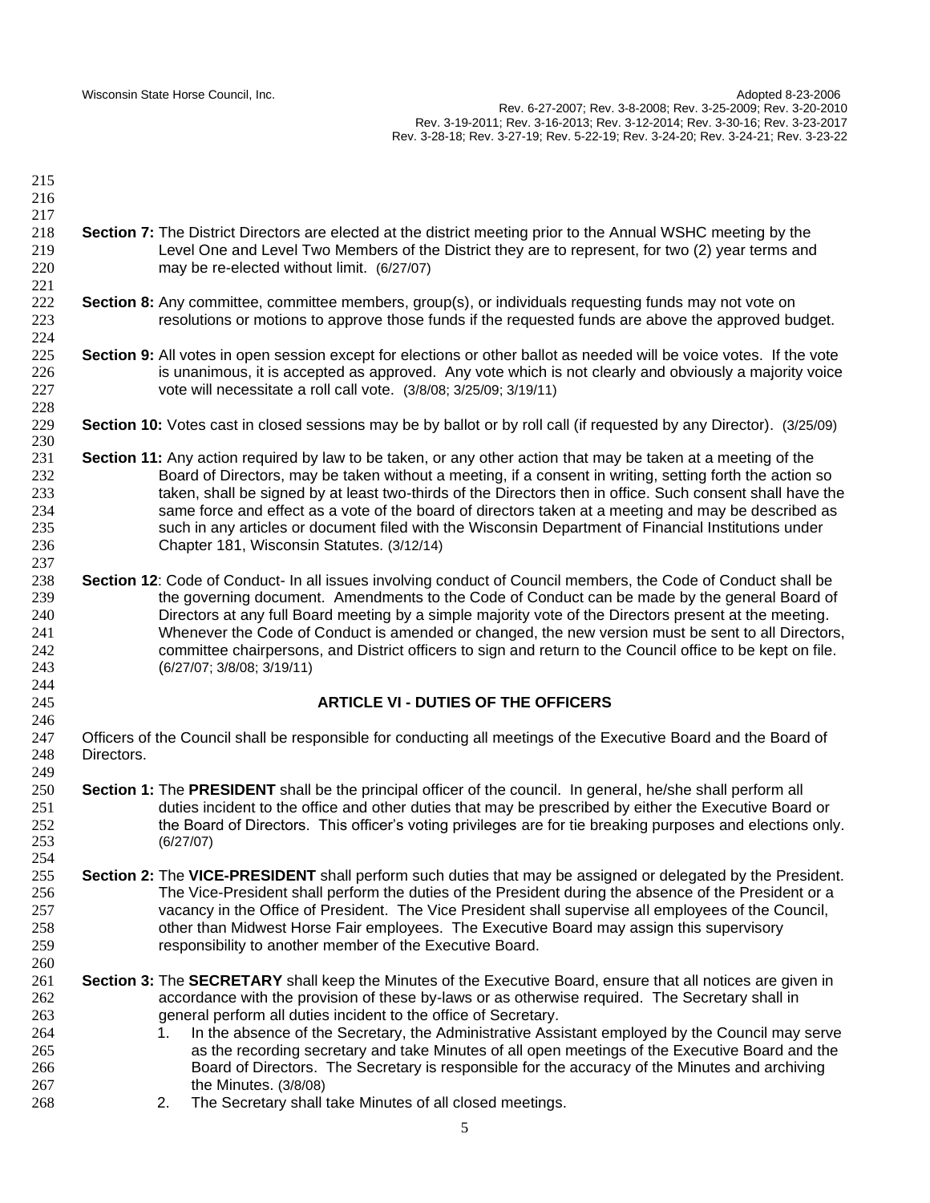**Section 7:** The District Directors are elected at the district meeting prior to the Annual WSHC meeting by the Level One and Level Two Members of the District they are to represent, for two (2) year terms and may be re-elected without limit. (6/27/07)

**Section 8:** Any committee, committee members, group(s), or individuals requesting funds may not vote on resolutions or motions to approve those funds if the requested funds are above the approved budget.

**Section 9:** All votes in open session except for elections or other ballot as needed will be voice votes. If the vote is unanimous, it is accepted as approved. Any vote which is not clearly and obviously a majority voice vote will necessitate a roll call vote. (3/8/08; 3/25/09; 3/19/11)

**Section 10:** Votes cast in closed sessions may be by ballot or by roll call (if requested by any Director). (3/25/09)

**Section 11:** Any action required by law to be taken, or any other action that may be taken at a meeting of the Board of Directors, may be taken without a meeting, if a consent in writing, setting forth the action so taken, shall be signed by at least two-thirds of the Directors then in office. Such consent shall have the same force and effect as a vote of the board of directors taken at a meeting and may be described as such in any articles or document filed with the Wisconsin Department of Financial Institutions under Chapter 181, Wisconsin Statutes. (3/12/14)

**Section 12**: Code of Conduct- In all issues involving conduct of Council members, the Code of Conduct shall be the governing document. Amendments to the Code of Conduct can be made by the general Board of Directors at any full Board meeting by a simple majority vote of the Directors present at the meeting. Whenever the Code of Conduct is amended or changed, the new version must be sent to all Directors, committee chairpersons, and District officers to sign and return to the Council office to be kept on file. (6/27/07; 3/8/08; 3/19/11)

## ARTICLE VI - DUTIES OF THE OFFICERS

Officers of the Council shall be responsible for conducting all meetings of the Executive Board and the Board of Directors.

**Section 1:** The **PRESIDENT** shall be the principal officer of the council. In general, he/she shall perform all duties incident to the office and other duties that may be prescribed by either the Executive Board or the Board of Directors. This officer's voting privileges are for tie breaking purposes and elections only. (6/27/07)

**Section 2:** The **VICE-PRESIDENT** shall perform such duties that may be assigned or delegated by the President. The Vice-President shall perform the duties of the President during the absence of the President or a vacancy in the Office of President. The Vice President shall supervise all employees of the Council, other than Midwest Horse Fair employees. The Executive Board may assign this supervisory responsibility to another member of the Executive Board.

**Section 3:** The **SECRETARY** shall keep the Minutes of the Executive Board, ensure that all notices are given in accordance with the provision of these by-laws or as otherwise required. The Secretary shall in general perform all duties incident to the office of Secretary.

1. In the absence of the Secretary, the Administrative Assistant employed by the Council may serve as the recording secretary and take Minutes of all open meetings of the Executive Board and the Board of Directors. The Secretary is responsible for the accuracy of the Minutes and archiving the Minutes. (3/8/08)
2. The Secretary shall take Minutes of all closed meetings.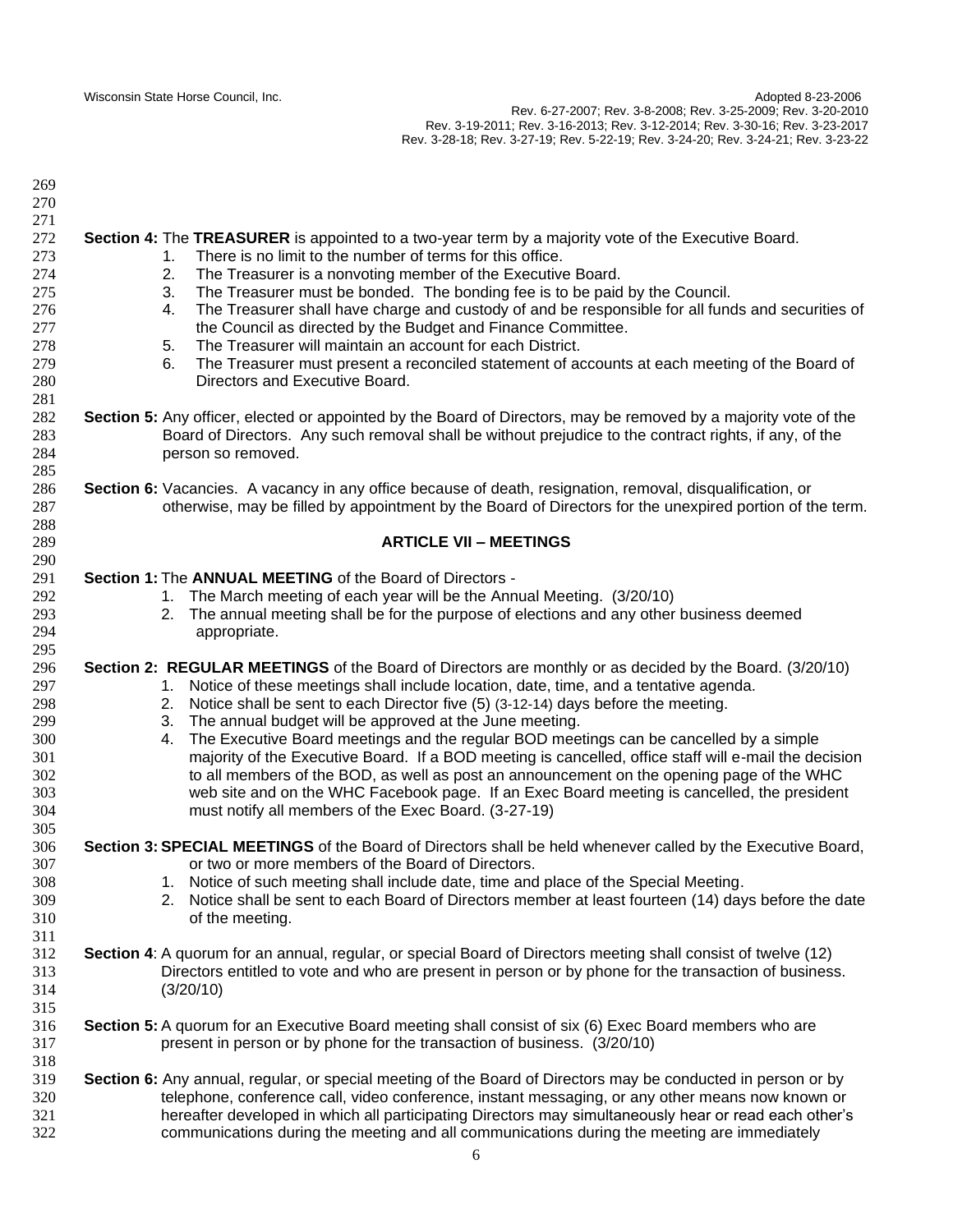**Section 4:** The **TREASURER** is appointed to a two-year term by a majority vote of the Executive Board.

1. There is no limit to the number of terms for this office.
2. The Treasurer is a nonvoting member of the Executive Board.
3. The Treasurer must be bonded. The bonding fee is to be paid by the Council.
4. The Treasurer shall have charge and custody of and be responsible for all funds and securities of the Council as directed by the Budget and Finance Committee.
5. The Treasurer will maintain an account for each District.
6. The Treasurer must present a reconciled statement of accounts at each meeting of the Board of Directors and Executive Board.

**Section 5:** Any officer, elected or appointed by the Board of Directors, may be removed by a majority vote of the Board of Directors. Any such removal shall be without prejudice to the contract rights, if any, of the person so removed.

**Section 6:** Vacancies. A vacancy in any office because of death, resignation, removal, disqualification, or otherwise, may be filled by appointment by the Board of Directors for the unexpired portion of the term.

## ARTICLE VII – MEETINGS

**Section 1:** The **ANNUAL MEETING** of the Board of Directors -

1. The March meeting of each year will be the Annual Meeting. (3/20/10)
2. The annual meeting shall be for the purpose of elections and any other business deemed appropriate.

**Section 2: REGULAR MEETINGS** of the Board of Directors are monthly or as decided by the Board. (3/20/10)

1. Notice of these meetings shall include location, date, time, and a tentative agenda.
2. Notice shall be sent to each Director five (5) (3-12-14) days before the meeting.
3. The annual budget will be approved at the June meeting.
4. The Executive Board meetings and the regular BOD meetings can be cancelled by a simple majority of the Executive Board. If a BOD meeting is cancelled, office staff will e-mail the decision to all members of the BOD, as well as post an announcement on the opening page of the WHC web site and on the WHC Facebook page. If an Exec Board meeting is cancelled, the president must notify all members of the Exec Board. (3-27-19)

**Section 3: SPECIAL MEETINGS** of the Board of Directors shall be held whenever called by the Executive Board, or two or more members of the Board of Directors.

1. Notice of such meeting shall include date, time and place of the Special Meeting.
2. Notice shall be sent to each Board of Directors member at least fourteen (14) days before the date of the meeting.

**Section 4**: A quorum for an annual, regular, or special Board of Directors meeting shall consist of twelve (12) Directors entitled to vote and who are present in person or by phone for the transaction of business. (3/20/10)

**Section 5:** A quorum for an Executive Board meeting shall consist of six (6) Exec Board members who are present in person or by phone for the transaction of business. (3/20/10)

**Section 6:** Any annual, regular, or special meeting of the Board of Directors may be conducted in person or by telephone, conference call, video conference, instant messaging, or any other means now known or hereafter developed in which all participating Directors may simultaneously hear or read each other's communications during the meeting and all communications during the meeting are immediately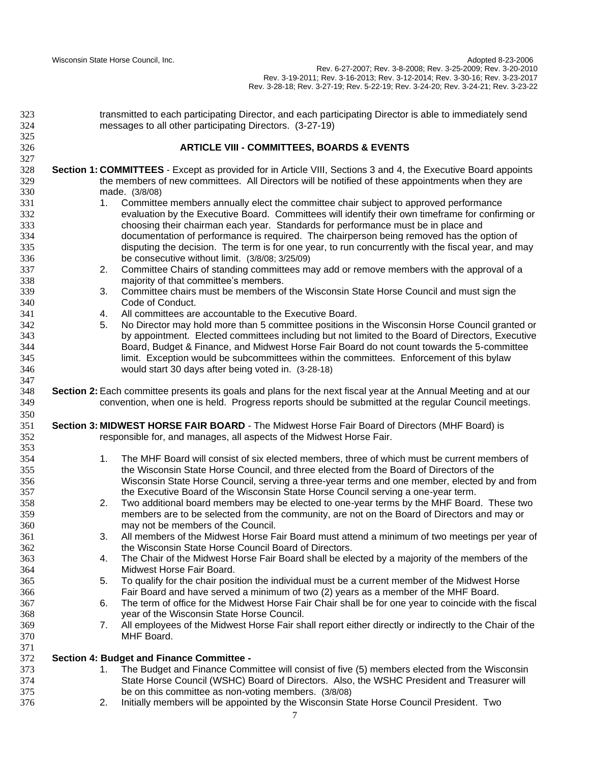transmitted to each participating Director, and each participating Director is able to immediately send messages to all other participating Directors. (3-27-19)

## ARTICLE VIII - COMMITTEES, BOARDS & EVENTS

**Section 1: COMMITTEES** - Except as provided for in Article VIII, Sections 3 and 4, the Executive Board appoints the members of new committees. All Directors will be notified of these appointments when they are made. (3/8/08)

1. Committee members annually elect the committee chair subject to approved performance evaluation by the Executive Board. Committees will identify their own timeframe for confirming or choosing their chairman each year. Standards for performance must be in place and documentation of performance is required. The chairperson being removed has the option of disputing the decision. The term is for one year, to run concurrently with the fiscal year, and may be consecutive without limit. (3/8/08; 3/25/09)
2. Committee Chairs of standing committees may add or remove members with the approval of a majority of that committee's members.
3. Committee chairs must be members of the Wisconsin State Horse Council and must sign the Code of Conduct.
4. All committees are accountable to the Executive Board.
5. No Director may hold more than 5 committee positions in the Wisconsin Horse Council granted or by appointment. Elected committees including but not limited to the Board of Directors, Executive Board, Budget & Finance, and Midwest Horse Fair Board do not count towards the 5-committee limit. Exception would be subcommittees within the committees. Enforcement of this bylaw would start 30 days after being voted in. (3-28-18)

**Section 2:** Each committee presents its goals and plans for the next fiscal year at the Annual Meeting and at our convention, when one is held. Progress reports should be submitted at the regular Council meetings.

**Section 3: MIDWEST HORSE FAIR BOARD** - The Midwest Horse Fair Board of Directors (MHF Board) is responsible for, and manages, all aspects of the Midwest Horse Fair.

1. The MHF Board will consist of six elected members, three of which must be current members of the Wisconsin State Horse Council, and three elected from the Board of Directors of the Wisconsin State Horse Council, serving a three-year terms and one member, elected by and from the Executive Board of the Wisconsin State Horse Council serving a one-year term.
2. Two additional board members may be elected to one-year terms by the MHF Board. These two members are to be selected from the community, are not on the Board of Directors and may or may not be members of the Council.
3. All members of the Midwest Horse Fair Board must attend a minimum of two meetings per year of the Wisconsin State Horse Council Board of Directors.
4. The Chair of the Midwest Horse Fair Board shall be elected by a majority of the members of the Midwest Horse Fair Board.
5. To qualify for the chair position the individual must be a current member of the Midwest Horse Fair Board and have served a minimum of two (2) years as a member of the MHF Board.
6. The term of office for the Midwest Horse Fair Chair shall be for one year to coincide with the fiscal year of the Wisconsin State Horse Council.
7. All employees of the Midwest Horse Fair shall report either directly or indirectly to the Chair of the MHF Board.

**Section 4: Budget and Finance Committee -**

1. The Budget and Finance Committee will consist of five (5) members elected from the Wisconsin State Horse Council (WSHC) Board of Directors. Also, the WSHC President and Treasurer will be on this committee as non-voting members. (3/8/08)
2. Initially members will be appointed by the Wisconsin State Horse Council President. Two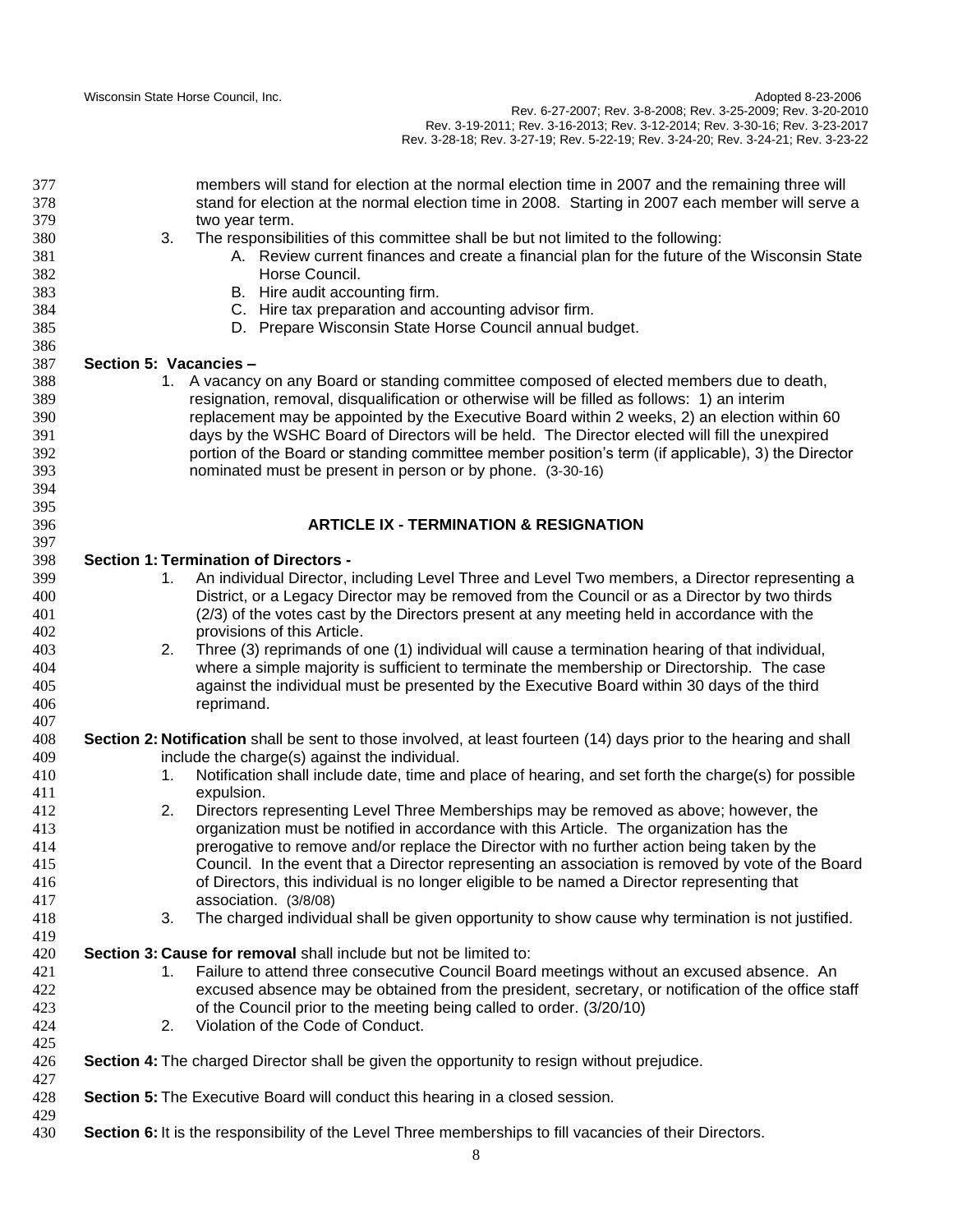members will stand for election at the normal election time in 2007 and the remaining three will stand for election at the normal election time in 2008. Starting in 2007 each member will serve a two year term.

3. The responsibilities of this committee shall be but not limited to the following:
   - A. Review current finances and create a financial plan for the future of the Wisconsin State Horse Council.
   - B. Hire audit accounting firm.
   - C. Hire tax preparation and accounting advisor firm.
   - D. Prepare Wisconsin State Horse Council annual budget.

**Section 5: Vacancies –**

1. A vacancy on any Board or standing committee composed of elected members due to death, resignation, removal, disqualification or otherwise will be filled as follows: 1) an interim replacement may be appointed by the Executive Board within 2 weeks, 2) an election within 60 days by the WSHC Board of Directors will be held. The Director elected will fill the unexpired portion of the Board or standing committee member position's term (if applicable), 3) the Director nominated must be present in person or by phone. (3-30-16)

## ARTICLE IX - TERMINATION & RESIGNATION

**Section 1: Termination of Directors -**

1. An individual Director, including Level Three and Level Two members, a Director representing a District, or a Legacy Director may be removed from the Council or as a Director by two thirds (2/3) of the votes cast by the Directors present at any meeting held in accordance with the provisions of this Article.
2. Three (3) reprimands of one (1) individual will cause a termination hearing of that individual, where a simple majority is sufficient to terminate the membership or Directorship. The case against the individual must be presented by the Executive Board within 30 days of the third reprimand.

**Section 2: Notification** shall be sent to those involved, at least fourteen (14) days prior to the hearing and shall include the charge(s) against the individual.

1. Notification shall include date, time and place of hearing, and set forth the charge(s) for possible expulsion.
2. Directors representing Level Three Memberships may be removed as above; however, the organization must be notified in accordance with this Article. The organization has the prerogative to remove and/or replace the Director with no further action being taken by the Council. In the event that a Director representing an association is removed by vote of the Board of Directors, this individual is no longer eligible to be named a Director representing that association. (3/8/08)
3. The charged individual shall be given opportunity to show cause why termination is not justified.

**Section 3: Cause for removal** shall include but not be limited to:

1. Failure to attend three consecutive Council Board meetings without an excused absence. An excused absence may be obtained from the president, secretary, or notification of the office staff of the Council prior to the meeting being called to order. (3/20/10)
2. Violation of the Code of Conduct.

**Section 4:** The charged Director shall be given the opportunity to resign without prejudice.

**Section 5:** The Executive Board will conduct this hearing in a closed session.

**Section 6:** It is the responsibility of the Level Three memberships to fill vacancies of their Directors.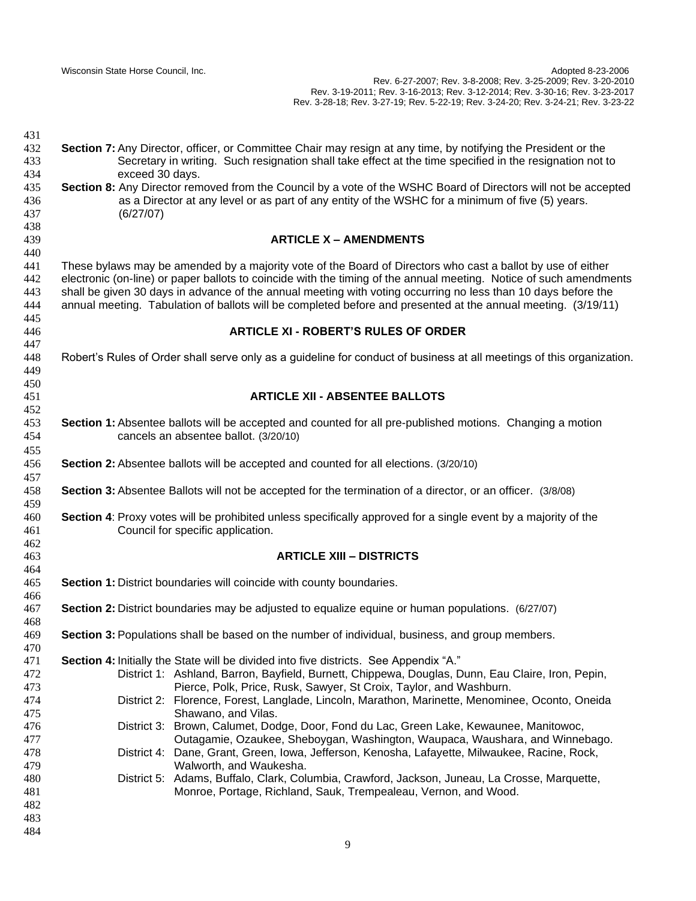**Section 7:** Any Director, officer, or Committee Chair may resign at any time, by notifying the President or the Secretary in writing. Such resignation shall take effect at the time specified in the resignation not to exceed 30 days.

**Section 8:** Any Director removed from the Council by a vote of the WSHC Board of Directors will not be accepted as a Director at any level or as part of any entity of the WSHC for a minimum of five (5) years. (6/27/07)

## ARTICLE X – AMENDMENTS

These bylaws may be amended by a majority vote of the Board of Directors who cast a ballot by use of either electronic (on-line) or paper ballots to coincide with the timing of the annual meeting. Notice of such amendments shall be given 30 days in advance of the annual meeting with voting occurring no less than 10 days before the annual meeting. Tabulation of ballots will be completed before and presented at the annual meeting. (3/19/11)

## ARTICLE XI - ROBERT'S RULES OF ORDER

Robert's Rules of Order shall serve only as a guideline for conduct of business at all meetings of this organization.

## ARTICLE XII - ABSENTEE BALLOTS

**Section 1:** Absentee ballots will be accepted and counted for all pre-published motions. Changing a motion cancels an absentee ballot. (3/20/10)

**Section 2:** Absentee ballots will be accepted and counted for all elections. (3/20/10)

**Section 3:** Absentee Ballots will not be accepted for the termination of a director, or an officer. (3/8/08)

**Section 4**: Proxy votes will be prohibited unless specifically approved for a single event by a majority of the Council for specific application.

## ARTICLE XIII – DISTRICTS

**Section 1:** District boundaries will coincide with county boundaries.

**Section 2:** District boundaries may be adjusted to equalize equine or human populations. (6/27/07)

**Section 3:** Populations shall be based on the number of individual, business, and group members.

**Section 4:** Initially the State will be divided into five districts. See Appendix "A."

- District 1: Ashland, Barron, Bayfield, Burnett, Chippewa, Douglas, Dunn, Eau Claire, Iron, Pepin, Pierce, Polk, Price, Rusk, Sawyer, St Croix, Taylor, and Washburn.
- District 2: Florence, Forest, Langlade, Lincoln, Marathon, Marinette, Menominee, Oconto, Oneida Shawano, and Vilas.
- District 3: Brown, Calumet, Dodge, Door, Fond du Lac, Green Lake, Kewaunee, Manitowoc, Outagamie, Ozaukee, Sheboygan, Washington, Waupaca, Waushara, and Winnebago.
- District 4: Dane, Grant, Green, Iowa, Jefferson, Kenosha, Lafayette, Milwaukee, Racine, Rock, Walworth, and Waukesha.
- District 5: Adams, Buffalo, Clark, Columbia, Crawford, Jackson, Juneau, La Crosse, Marquette, Monroe, Portage, Richland, Sauk, Trempealeau, Vernon, and Wood.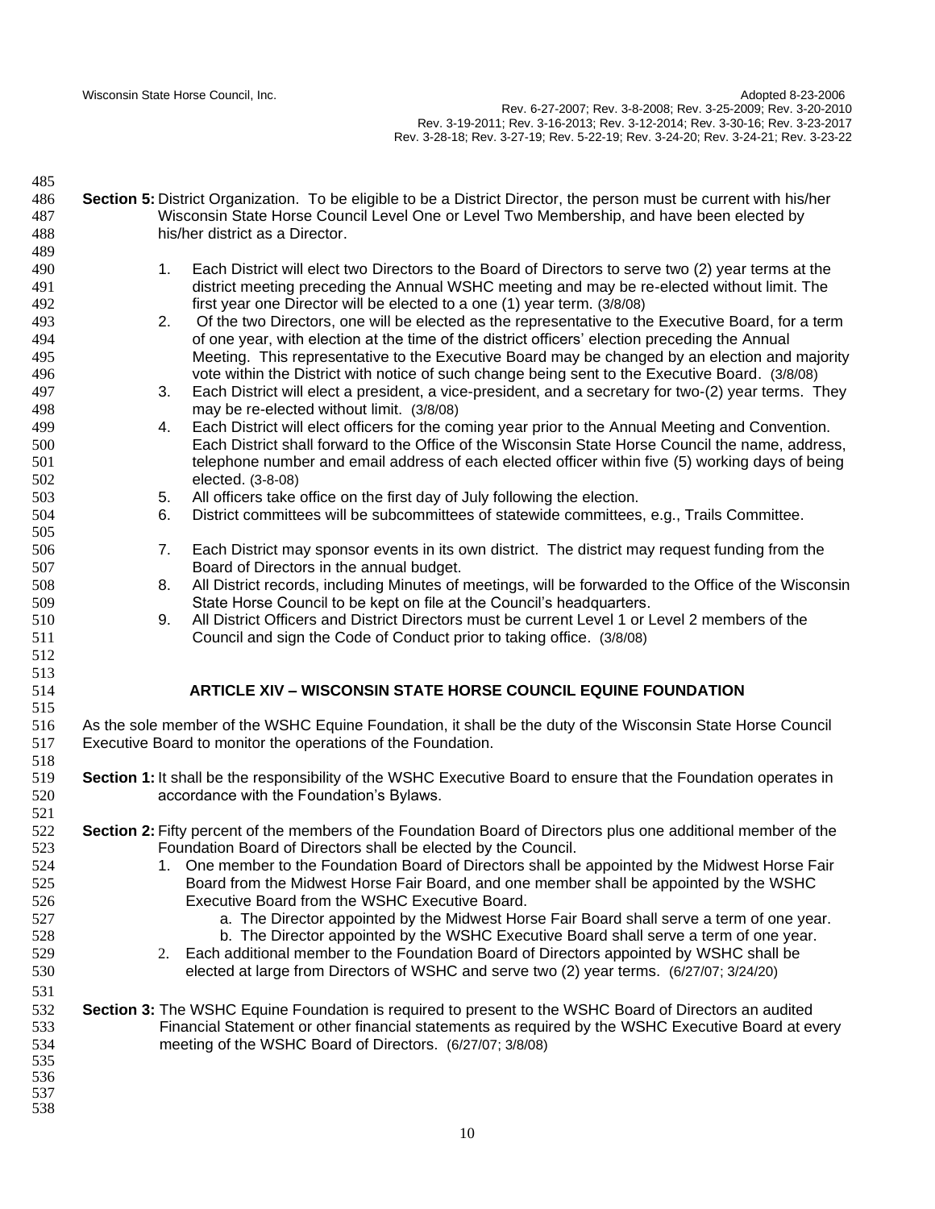**Section 5:** District Organization. To be eligible to be a District Director, the person must be current with his/her Wisconsin State Horse Council Level One or Level Two Membership, and have been elected by his/her district as a Director.

1. Each District will elect two Directors to the Board of Directors to serve two (2) year terms at the district meeting preceding the Annual WSHC meeting and may be re-elected without limit. The first year one Director will be elected to a one (1) year term. (3/8/08)
2. Of the two Directors, one will be elected as the representative to the Executive Board, for a term of one year, with election at the time of the district officers' election preceding the Annual Meeting. This representative to the Executive Board may be changed by an election and majority vote within the District with notice of such change being sent to the Executive Board. (3/8/08)
3. Each District will elect a president, a vice-president, and a secretary for two-(2) year terms. They may be re-elected without limit. (3/8/08)
4. Each District will elect officers for the coming year prior to the Annual Meeting and Convention. Each District shall forward to the Office of the Wisconsin State Horse Council the name, address, telephone number and email address of each elected officer within five (5) working days of being elected. (3-8-08)
5. All officers take office on the first day of July following the election.
6. District committees will be subcommittees of statewide committees, e.g., Trails Committee.
7. Each District may sponsor events in its own district. The district may request funding from the Board of Directors in the annual budget.
8. All District records, including Minutes of meetings, will be forwarded to the Office of the Wisconsin State Horse Council to be kept on file at the Council's headquarters.
9. All District Officers and District Directors must be current Level 1 or Level 2 members of the Council and sign the Code of Conduct prior to taking office. (3/8/08)

## ARTICLE XIV – WISCONSIN STATE HORSE COUNCIL EQUINE FOUNDATION

As the sole member of the WSHC Equine Foundation, it shall be the duty of the Wisconsin State Horse Council Executive Board to monitor the operations of the Foundation.

**Section 1:** It shall be the responsibility of the WSHC Executive Board to ensure that the Foundation operates in accordance with the Foundation's Bylaws.

**Section 2:** Fifty percent of the members of the Foundation Board of Directors plus one additional member of the Foundation Board of Directors shall be elected by the Council.

1. One member to the Foundation Board of Directors shall be appointed by the Midwest Horse Fair Board from the Midwest Horse Fair Board, and one member shall be appointed by the WSHC Executive Board from the WSHC Executive Board.
   a. The Director appointed by the Midwest Horse Fair Board shall serve a term of one year.
   b. The Director appointed by the WSHC Executive Board shall serve a term of one year.
2. Each additional member to the Foundation Board of Directors appointed by WSHC shall be elected at large from Directors of WSHC and serve two (2) year terms. (6/27/07; 3/24/20)

**Section 3:** The WSHC Equine Foundation is required to present to the WSHC Board of Directors an audited Financial Statement or other financial statements as required by the WSHC Executive Board at every meeting of the WSHC Board of Directors. (6/27/07; 3/8/08)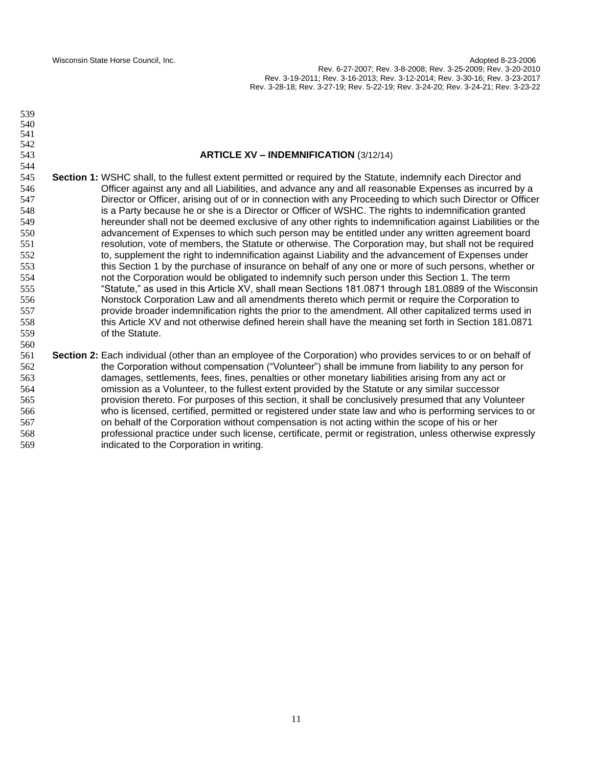## ARTICLE XV – INDEMNIFICATION (3/12/14)

**Section 1:** WSHC shall, to the fullest extent permitted or required by the Statute, indemnify each Director and Officer against any and all Liabilities, and advance any and all reasonable Expenses as incurred by a Director or Officer, arising out of or in connection with any Proceeding to which such Director or Officer is a Party because he or she is a Director or Officer of WSHC. The rights to indemnification granted hereunder shall not be deemed exclusive of any other rights to indemnification against Liabilities or the advancement of Expenses to which such person may be entitled under any written agreement board resolution, vote of members, the Statute or otherwise. The Corporation may, but shall not be required to, supplement the right to indemnification against Liability and the advancement of Expenses under this Section 1 by the purchase of insurance on behalf of any one or more of such persons, whether or not the Corporation would be obligated to indemnify such person under this Section 1. The term "Statute," as used in this Article XV, shall mean Sections 181.0871 through 181.0889 of the Wisconsin Nonstock Corporation Law and all amendments thereto which permit or require the Corporation to provide broader indemnification rights the prior to the amendment. All other capitalized terms used in this Article XV and not otherwise defined herein shall have the meaning set forth in Section 181.0871 of the Statute.

**Section 2:** Each individual (other than an employee of the Corporation) who provides services to or on behalf of the Corporation without compensation ("Volunteer") shall be immune from liability to any person for damages, settlements, fees, fines, penalties or other monetary liabilities arising from any act or omission as a Volunteer, to the fullest extent provided by the Statute or any similar successor provision thereto. For purposes of this section, it shall be conclusively presumed that any Volunteer who is licensed, certified, permitted or registered under state law and who is performing services to or on behalf of the Corporation without compensation is not acting within the scope of his or her professional practice under such license, certificate, permit or registration, unless otherwise expressly indicated to the Corporation in writing.